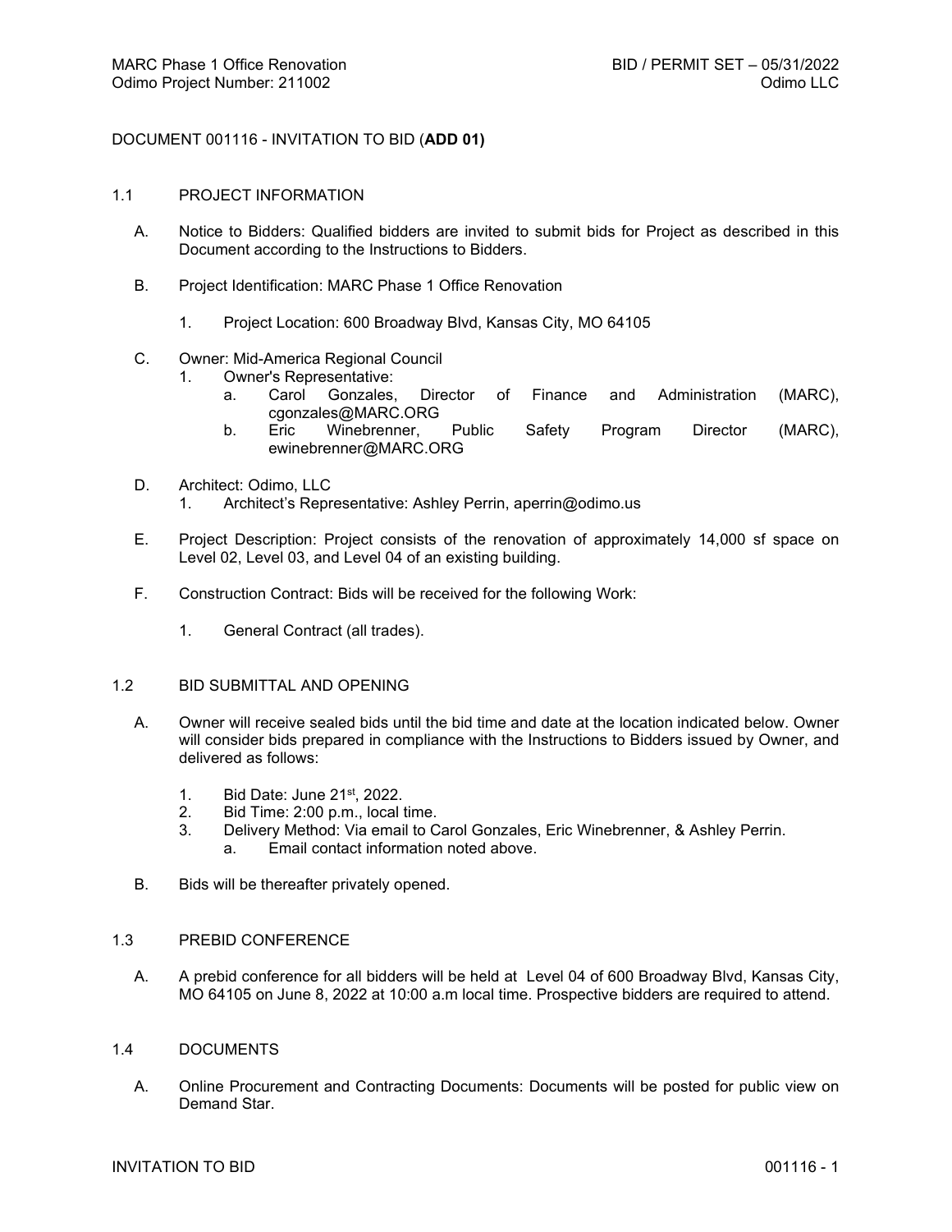# DOCUMENT 001116 - INVITATION TO BID (**ADD 01)**

## 1.1 PROJECT INFORMATION

A. Notice to Bidders: Qualified bidders are invited to submit bids for Project as described in this Document according to the Instructions to Bidders.

B. Project Identification: MARC Phase 1 Office Renovation

1. Project Location: 600 Broadway Blvd, Kansas City, MO 64105

C. Owner: Mid-America Regional Council

1. Owner's Representative:
   a. Carol Gonzales, Director of Finance and Administration (MARC), cgonzales@MARC.ORG
   b. Eric Winebrenner, Public Safety Program Director (MARC), ewinebrenner@MARC.ORG

D. Architect: Odimo, LLC

1. Architect's Representative: Ashley Perrin, aperrin@odimo.us

E. Project Description: Project consists of the renovation of approximately 14,000 sf space on Level 02, Level 03, and Level 04 of an existing building.

F. Construction Contract: Bids will be received for the following Work:

1. General Contract (all trades).

## 1.2 BID SUBMITTAL AND OPENING

A. Owner will receive sealed bids until the bid time and date at the location indicated below. Owner will consider bids prepared in compliance with the Instructions to Bidders issued by Owner, and delivered as follows:

1. Bid Date: June 21st, 2022.
2. Bid Time: 2:00 p.m., local time.
3. Delivery Method: Via email to Carol Gonzales, Eric Winebrenner, & Ashley Perrin.
   a. Email contact information noted above.

B. Bids will be thereafter privately opened.

## 1.3 PREBID CONFERENCE

A. A prebid conference for all bidders will be held at Level 04 of 600 Broadway Blvd, Kansas City, MO 64105 on June 8, 2022 at 10:00 a.m local time. Prospective bidders are required to attend.

## 1.4 DOCUMENTS

A. Online Procurement and Contracting Documents: Documents will be posted for public view on Demand Star.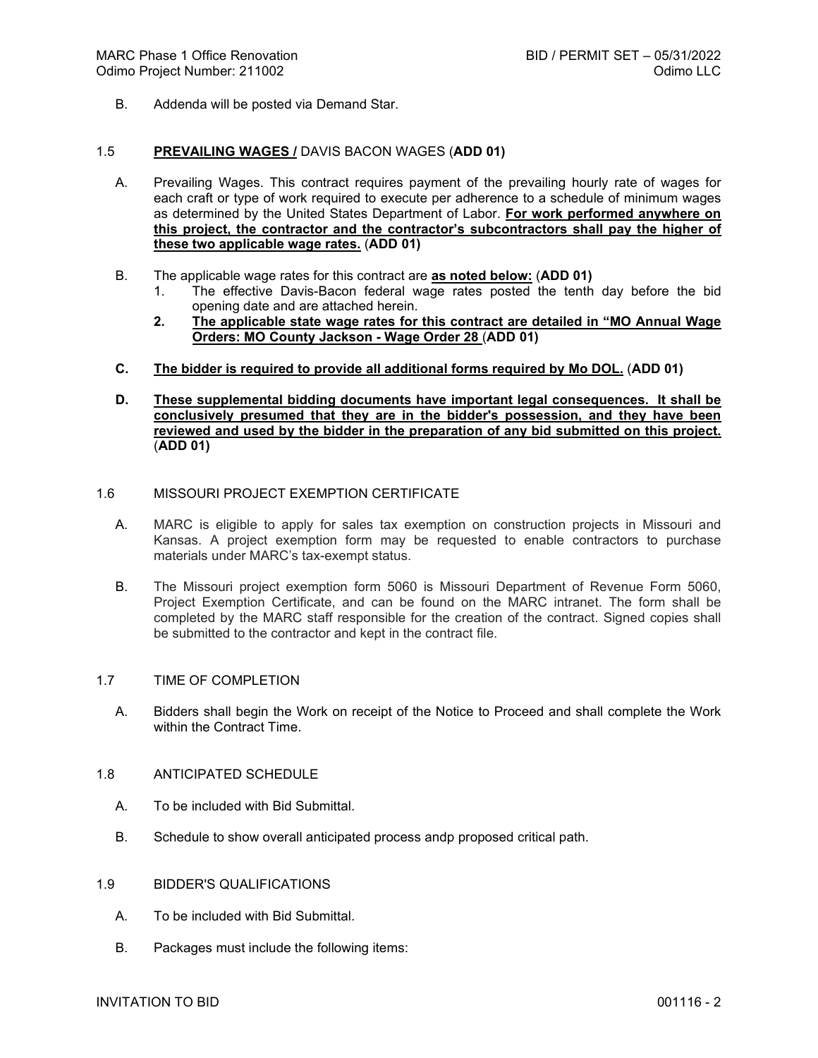B. Addenda will be posted via Demand Star.

## 1.5 **PREVAILING WAGES /** DAVIS BACON WAGES (**ADD 01)**

A. Prevailing Wages. This contract requires payment of the prevailing hourly rate of wages for each craft or type of work required to execute per adherence to a schedule of minimum wages as determined by the United States Department of Labor. **For work performed anywhere on this project, the contractor and the contractor's subcontractors shall pay the higher of these two applicable wage rates.** (**ADD 01)**

B. The applicable wage rates for this contract are **as noted below:** (**ADD 01)**

1. The effective Davis-Bacon federal wage rates posted the tenth day before the bid opening date and are attached herein.
2. **The applicable state wage rates for this contract are detailed in "MO Annual Wage Orders: MO County Jackson - Wage Order 28** (**ADD 01)**

**C. The bidder is required to provide all additional forms required by Mo DOL.** (**ADD 01)**

**D. These supplemental bidding documents have important legal consequences. It shall be conclusively presumed that they are in the bidder's possession, and they have been reviewed and used by the bidder in the preparation of any bid submitted on this project.** (**ADD 01)**

## 1.6 MISSOURI PROJECT EXEMPTION CERTIFICATE

A. MARC is eligible to apply for sales tax exemption on construction projects in Missouri and Kansas. A project exemption form may be requested to enable contractors to purchase materials under MARC's tax-exempt status.

B. The Missouri project exemption form 5060 is Missouri Department of Revenue Form 5060, Project Exemption Certificate, and can be found on the MARC intranet. The form shall be completed by the MARC staff responsible for the creation of the contract. Signed copies shall be submitted to the contractor and kept in the contract file.

## 1.7 TIME OF COMPLETION

A. Bidders shall begin the Work on receipt of the Notice to Proceed and shall complete the Work within the Contract Time.

## 1.8 ANTICIPATED SCHEDULE

A. To be included with Bid Submittal.

B. Schedule to show overall anticipated process andp proposed critical path.

## 1.9 BIDDER'S QUALIFICATIONS

A. To be included with Bid Submittal.

B. Packages must include the following items: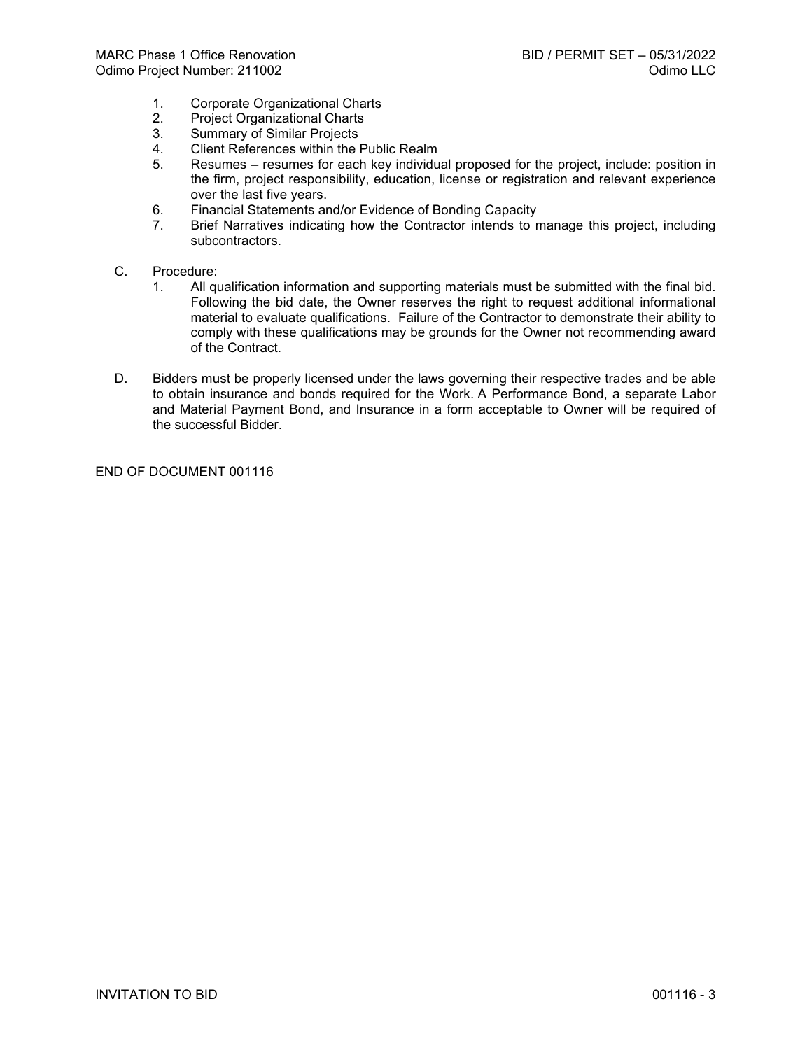1. Corporate Organizational Charts
2. Project Organizational Charts
3. Summary of Similar Projects
4. Client References within the Public Realm
5. Resumes – resumes for each key individual proposed for the project, include: position in the firm, project responsibility, education, license or registration and relevant experience over the last five years.
6. Financial Statements and/or Evidence of Bonding Capacity
7. Brief Narratives indicating how the Contractor intends to manage this project, including subcontractors.

C. Procedure:
   1. All qualification information and supporting materials must be submitted with the final bid. Following the bid date, the Owner reserves the right to request additional informational material to evaluate qualifications. Failure of the Contractor to demonstrate their ability to comply with these qualifications may be grounds for the Owner not recommending award of the Contract.

D. Bidders must be properly licensed under the laws governing their respective trades and be able to obtain insurance and bonds required for the Work. A Performance Bond, a separate Labor and Material Payment Bond, and Insurance in a form acceptable to Owner will be required of the successful Bidder.

END OF DOCUMENT 001116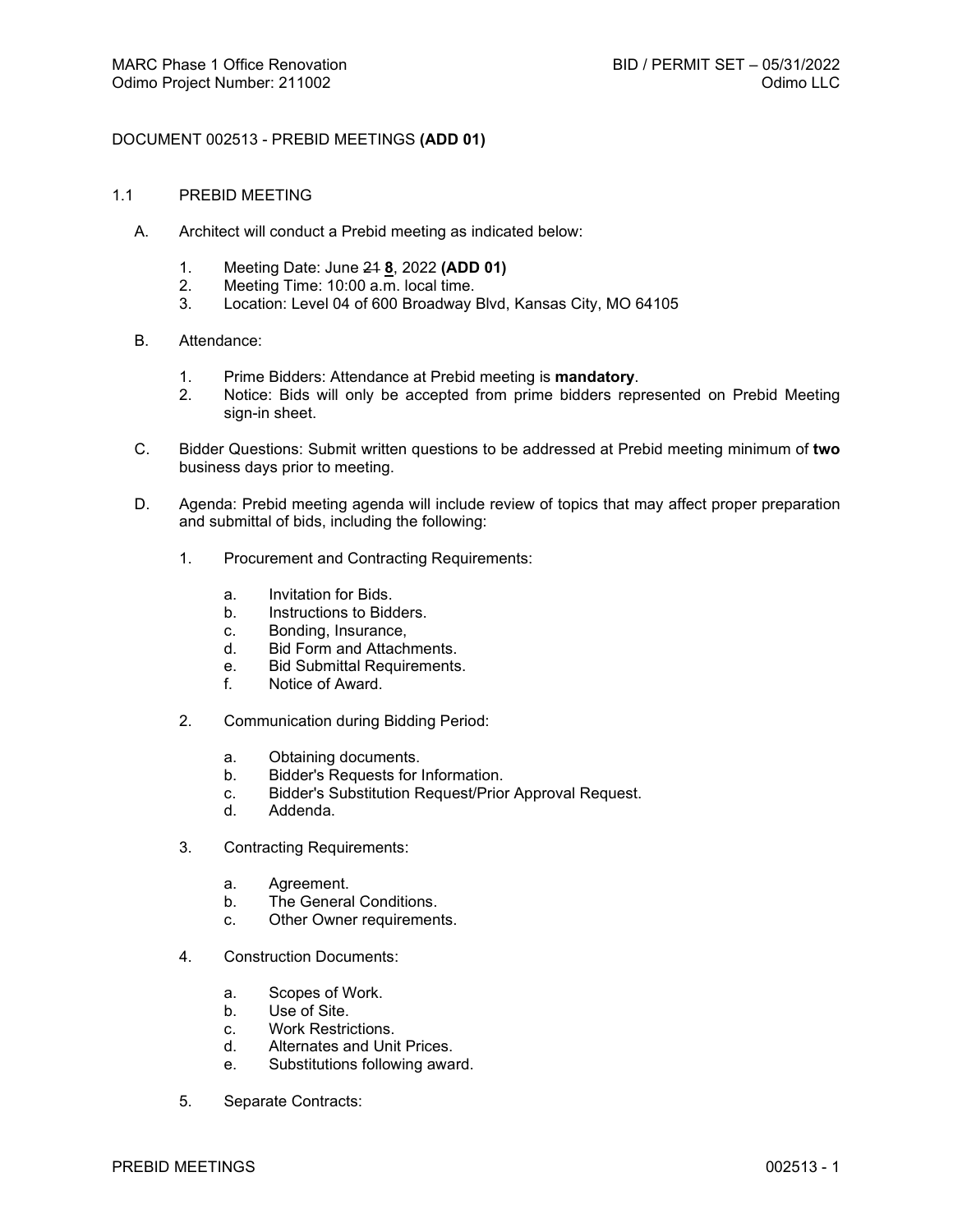# DOCUMENT 002513 - PREBID MEETINGS **(ADD 01)**

## 1.1 PREBID MEETING

A. Architect will conduct a Prebid meeting as indicated below:

1. Meeting Date: June ~~21~~ **8**, 2022 **(ADD 01)**
2. Meeting Time: 10:00 a.m. local time.
3. Location: Level 04 of 600 Broadway Blvd, Kansas City, MO 64105

B. Attendance:

1. Prime Bidders: Attendance at Prebid meeting is **mandatory**.
2. Notice: Bids will only be accepted from prime bidders represented on Prebid Meeting sign-in sheet.

C. Bidder Questions: Submit written questions to be addressed at Prebid meeting minimum of **two** business days prior to meeting.

D. Agenda: Prebid meeting agenda will include review of topics that may affect proper preparation and submittal of bids, including the following:

1. Procurement and Contracting Requirements:
   a. Invitation for Bids.
   b. Instructions to Bidders.
   c. Bonding, Insurance,
   d. Bid Form and Attachments.
   e. Bid Submittal Requirements.
   f. Notice of Award.

2. Communication during Bidding Period:
   a. Obtaining documents.
   b. Bidder's Requests for Information.
   c. Bidder's Substitution Request/Prior Approval Request.
   d. Addenda.

3. Contracting Requirements:
   a. Agreement.
   b. The General Conditions.
   c. Other Owner requirements.

4. Construction Documents:
   a. Scopes of Work.
   b. Use of Site.
   c. Work Restrictions.
   d. Alternates and Unit Prices.
   e. Substitutions following award.

5. Separate Contracts: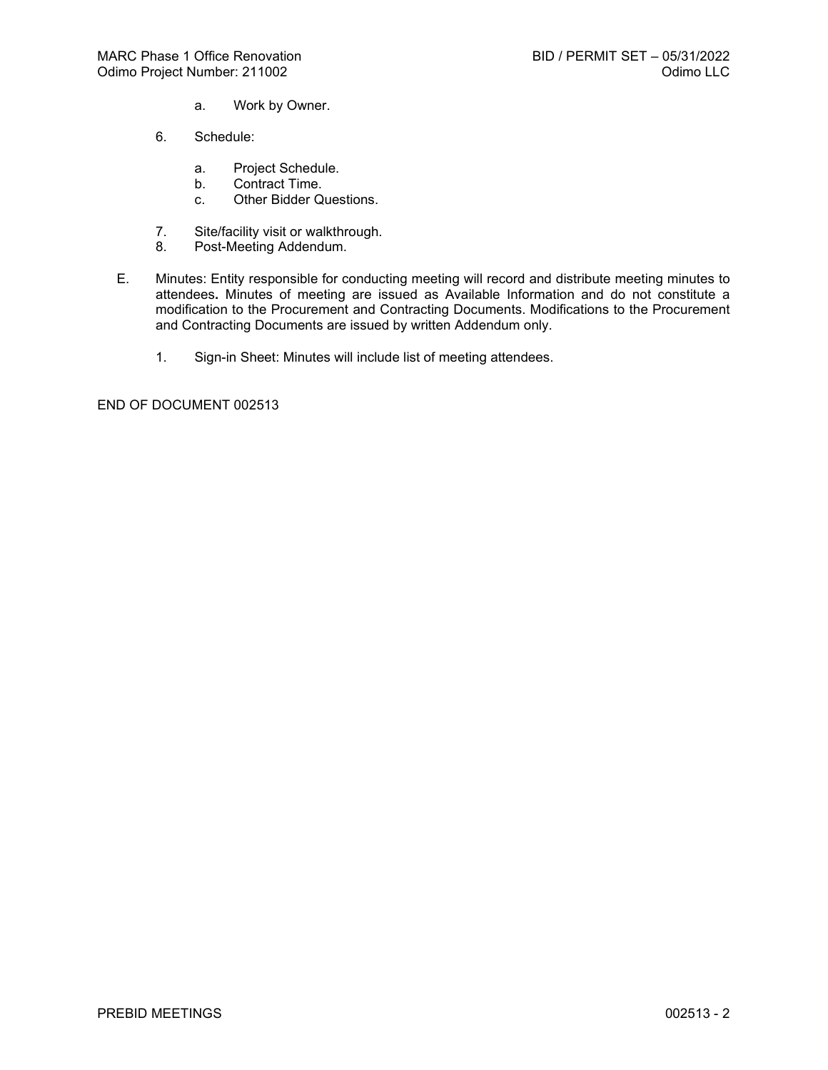a. Work by Owner.

6. Schedule:

   a. Project Schedule.
   b. Contract Time.
   c. Other Bidder Questions.

7. Site/facility visit or walkthrough.
8. Post-Meeting Addendum.

E. Minutes: Entity responsible for conducting meeting will record and distribute meeting minutes to attendees**.** Minutes of meeting are issued as Available Information and do not constitute a modification to the Procurement and Contracting Documents. Modifications to the Procurement and Contracting Documents are issued by written Addendum only.

   1. Sign-in Sheet: Minutes will include list of meeting attendees.

END OF DOCUMENT 002513